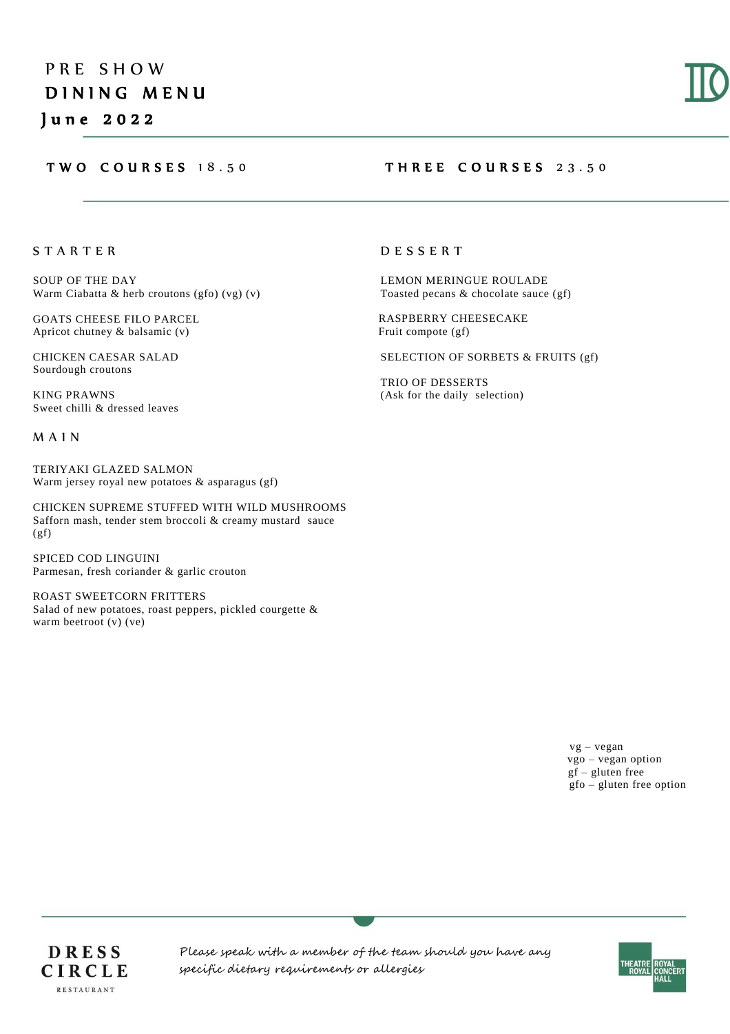# PRE SHOW DINING MENU

## June 2022

**TWO COURSES** 18.50

**THREE COURSES** 23.50

### STARTER

SOUP OF THE DAY
Warm Ciabatta & herb croutons (gfo) (vg) (v)

GOATS CHEESE FILO PARCEL
Apricot chutney & balsamic (v)

CHICKEN CAESAR SALAD
Sourdough croutons

KING PRAWNS
Sweet chilli & dressed leaves

### MAIN

TERIYAKI GLAZED SALMON
Warm jersey royal new potatoes & asparagus (gf)

CHICKEN SUPREME STUFFED WITH WILD MUSHROOMS
Saffron mash, tender stem broccoli & creamy mustard sauce (gf)

SPICED COD LINGUINI
Parmesan, fresh coriander & garlic crouton

ROAST SWEETCORN FRITTERS
Salad of new potatoes, roast peppers, pickled courgette & warm beetroot (v) (ve)

### DESSERT

LEMON MERINGUE ROULADE
Toasted pecans & chocolate sauce (gf)

RASPBERRY CHEESECAKE
Fruit compote (gf)

SELECTION OF SORBETS & FRUITS (gf)

TRIO OF DESSERTS
(Ask for the daily selection)

vg – vegan
vgo – vegan option
gf – gluten free
gfo – gluten free option

DRESS CIRCLE RESTAURANT

*Please speak with a member of the team should you have any specific dietary requirements or allergies*

THEATRE ROYAL ROYAL CONCERT HALL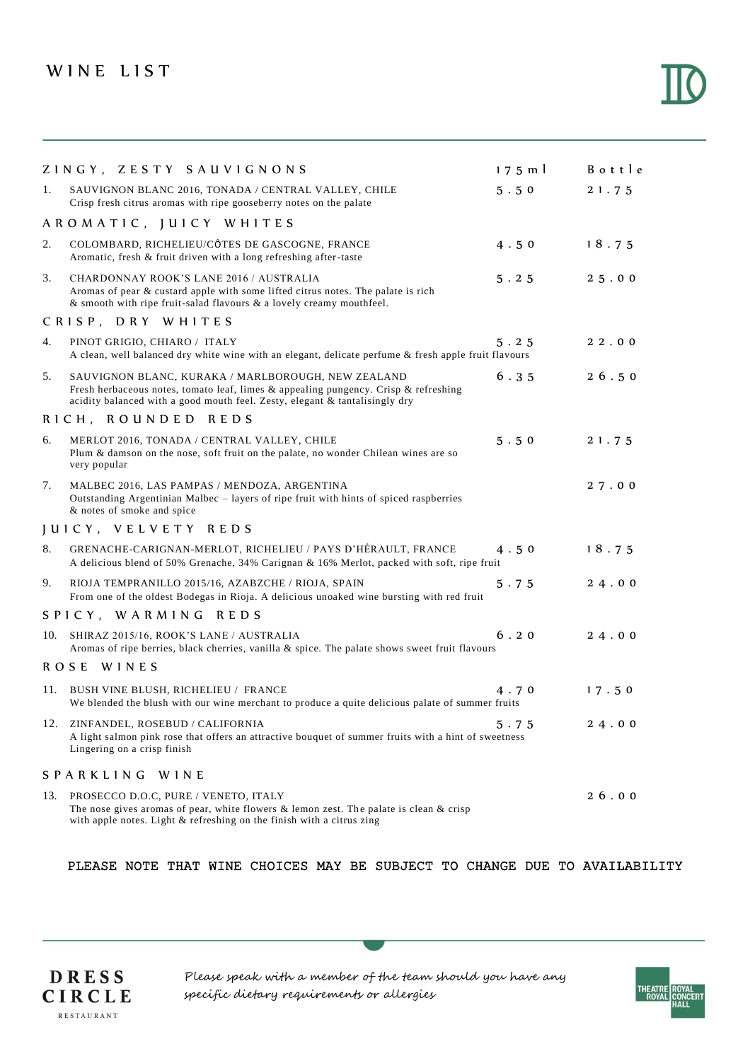# WINE LIST

| ZINGY, ZESTY SAUVIGNONS | 175ml | Bottle |
|---|---|---|
| 1. SAUVIGNON BLANC 2016, TONADA / CENTRAL VALLEY, CHILE<br>Crisp fresh citrus aromas with ripe gooseberry notes on the palate | 5.50 | 21.75 |
| **AROMATIC, JUICY WHITES** | | |
| 2. COLOMBARD, RICHELIEU/CÔTES DE GASCOGNE, FRANCE<br>Aromatic, fresh & fruit driven with a long refreshing after-taste | 4.50 | 18.75 |
| 3. CHARDONNAY ROOK'S LANE 2016 / AUSTRALIA<br>Aromas of pear & custard apple with some lifted citrus notes. The palate is rich & smooth with ripe fruit-salad flavours & a lovely creamy mouthfeel. | 5.25 | 25.00 |
| **CRISP, DRY WHITES** | | |
| 4. PINOT GRIGIO, CHIARO / ITALY<br>A clean, well balanced dry white wine with an elegant, delicate perfume & fresh apple fruit flavours | 5.25 | 22.00 |
| 5. SAUVIGNON BLANC, KURAKA / MARLBOROUGH, NEW ZEALAND<br>Fresh herbaceous notes, tomato leaf, limes & appealing pungency. Crisp & refreshing acidity balanced with a good mouth feel. Zesty, elegant & tantalisingly dry | 6.35 | 26.50 |
| **RICH, ROUNDED REDS** | | |
| 6. MERLOT 2016, TONADA / CENTRAL VALLEY, CHILE<br>Plum & damson on the nose, soft fruit on the palate, no wonder Chilean wines are so very popular | 5.50 | 21.75 |
| 7. MALBEC 2016, LAS PAMPAS / MENDOZA, ARGENTINA<br>Outstanding Argentinian Malbec – layers of ripe fruit with hints of spiced raspberries & notes of smoke and spice | | 27.00 |
| **JUICY, VELVETY REDS** | | |
| 8. GRENACHE-CARIGNAN-MERLOT, RICHELIEU / PAYS D'HÉRAULT, FRANCE<br>A delicious blend of 50% Grenache, 34% Carignan & 16% Merlot, packed with soft, ripe fruit | 4.50 | 18.75 |
| 9. RIOJA TEMPRANILLO 2015/16, AZABZCHE / RIOJA, SPAIN<br>From one of the oldest Bodegas in Rioja. A delicious unoaked wine bursting with red fruit | 5.75 | 24.00 |
| **SPICY, WARMING REDS** | | |
| 10. SHIRAZ 2015/16, ROOK'S LANE / AUSTRALIA<br>Aromas of ripe berries, black cherries, vanilla & spice. The palate shows sweet fruit flavours | 6.20 | 24.00 |
| **ROSE WINES** | | |
| 11. BUSH VINE BLUSH, RICHELIEU / FRANCE<br>We blended the blush with our wine merchant to produce a quite delicious palate of summer fruits | 4.70 | 17.50 |
| 12. ZINFANDEL, ROSEBUD / CALIFORNIA<br>A light salmon pink rose that offers an attractive bouquet of summer fruits with a hint of sweetness Lingering on a crisp finish | 5.75 | 24.00 |
| **SPARKLING WINE** | | |
| 13. PROSECCO D.O.C, PURE / VENETO, ITALY<br>The nose gives aromas of pear, white flowers & lemon zest. The palate is clean & crisp with apple notes. Light & refreshing on the finish with a citrus zing | | 26.00 |

PLEASE NOTE THAT WINE CHOICES MAY BE SUBJECT TO CHANGE DUE TO AVAILABILITY

DRESS CIRCLE RESTAURANT

*Please speak with a member of the team should you have any specific dietary requirements or allergies*

THEATRE ROYAL | ROYAL CONCERT HALL